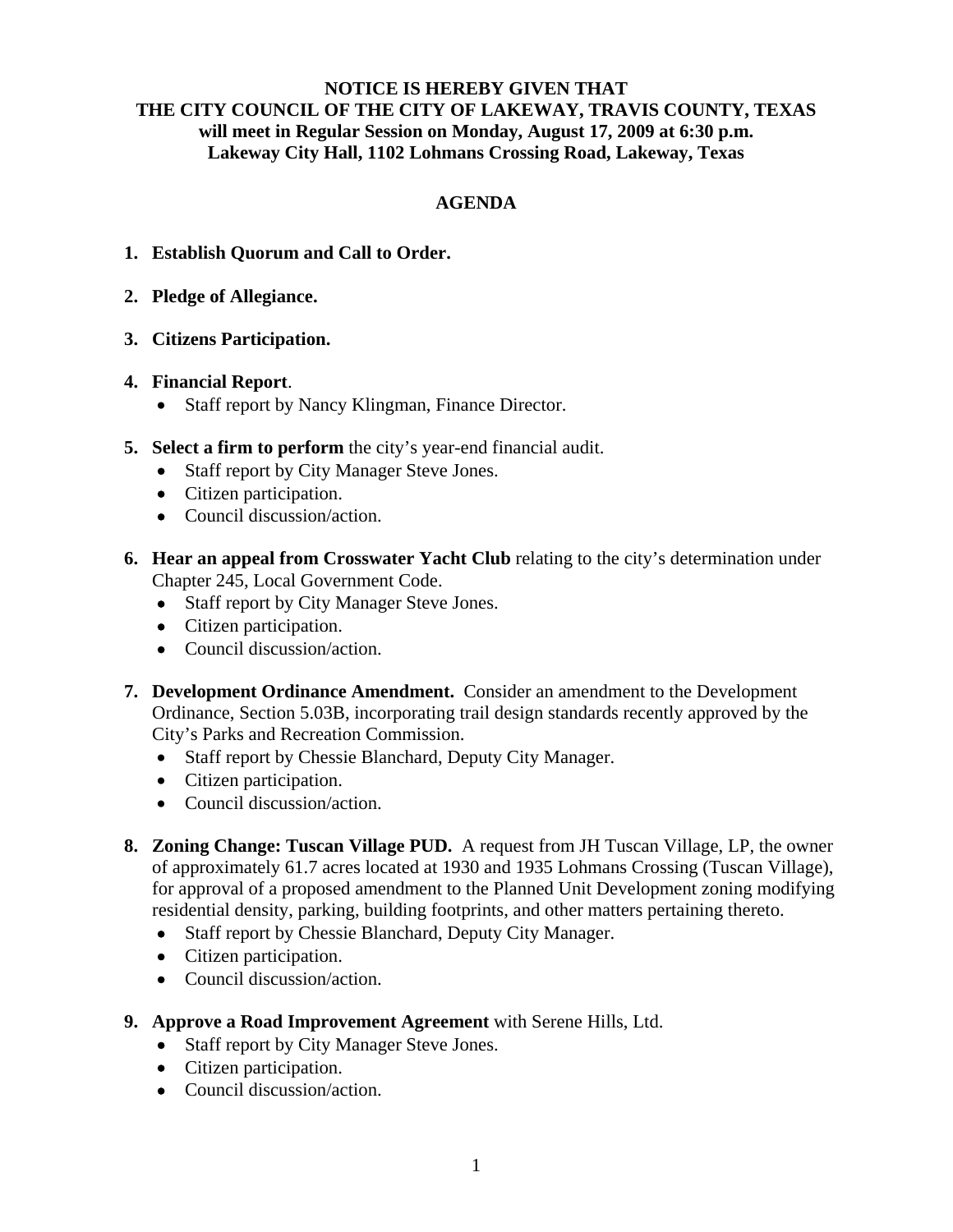**NOTICE IS HEREBY GIVEN THAT**
**THE CITY COUNCIL OF THE CITY OF LAKEWAY, TRAVIS COUNTY, TEXAS**
**will meet in Regular Session on Monday, August 17, 2009 at 6:30 p.m.**
**Lakeway City Hall, 1102 Lohmans Crossing Road, Lakeway, Texas**

## AGENDA

1. **Establish Quorum and Call to Order.**

2. **Pledge of Allegiance.**

3. **Citizens Participation.**

4. **Financial Report**.
   - Staff report by Nancy Klingman, Finance Director.

5. **Select a firm to perform** the city's year-end financial audit.
   - Staff report by City Manager Steve Jones.
   - Citizen participation.
   - Council discussion/action.

6. **Hear an appeal from Crosswater Yacht Club** relating to the city's determination under Chapter 245, Local Government Code.
   - Staff report by City Manager Steve Jones.
   - Citizen participation.
   - Council discussion/action.

7. **Development Ordinance Amendment.** Consider an amendment to the Development Ordinance, Section 5.03B, incorporating trail design standards recently approved by the City's Parks and Recreation Commission.
   - Staff report by Chessie Blanchard, Deputy City Manager.
   - Citizen participation.
   - Council discussion/action.

8. **Zoning Change: Tuscan Village PUD.** A request from JH Tuscan Village, LP, the owner of approximately 61.7 acres located at 1930 and 1935 Lohmans Crossing (Tuscan Village), for approval of a proposed amendment to the Planned Unit Development zoning modifying residential density, parking, building footprints, and other matters pertaining thereto.
   - Staff report by Chessie Blanchard, Deputy City Manager.
   - Citizen participation.
   - Council discussion/action.

9. **Approve a Road Improvement Agreement** with Serene Hills, Ltd.
   - Staff report by City Manager Steve Jones.
   - Citizen participation.
   - Council discussion/action.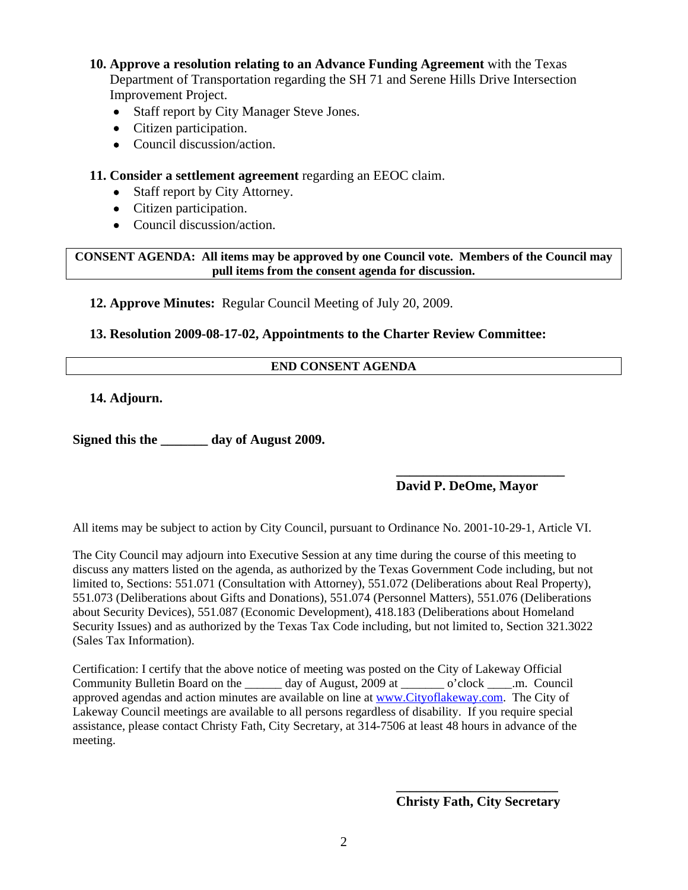**10. Approve a resolution relating to an Advance Funding Agreement** with the Texas Department of Transportation regarding the SH 71 and Serene Hills Drive Intersection Improvement Project.

- Staff report by City Manager Steve Jones.
- Citizen participation.
- Council discussion/action.

**11. Consider a settlement agreement** regarding an EEOC claim.

- Staff report by City Attorney.
- Citizen participation.
- Council discussion/action.

**CONSENT AGENDA: All items may be approved by one Council vote. Members of the Council may pull items from the consent agenda for discussion.**

**12. Approve Minutes:** Regular Council Meeting of July 20, 2009.

**13. Resolution 2009-08-17-02, Appointments to the Charter Review Committee:**

**END CONSENT AGENDA**

**14. Adjourn.**

**Signed this the _______ day of August 2009.**

**_________________________**
**David P. DeOme, Mayor**

All items may be subject to action by City Council, pursuant to Ordinance No. 2001-10-29-1, Article VI.

The City Council may adjourn into Executive Session at any time during the course of this meeting to discuss any matters listed on the agenda, as authorized by the Texas Government Code including, but not limited to, Sections: 551.071 (Consultation with Attorney), 551.072 (Deliberations about Real Property), 551.073 (Deliberations about Gifts and Donations), 551.074 (Personnel Matters), 551.076 (Deliberations about Security Devices), 551.087 (Economic Development), 418.183 (Deliberations about Homeland Security Issues) and as authorized by the Texas Tax Code including, but not limited to, Section 321.3022 (Sales Tax Information).

Certification: I certify that the above notice of meeting was posted on the City of Lakeway Official Community Bulletin Board on the ______ day of August, 2009 at _______ o'clock ____.m. Council approved agendas and action minutes are available on line at www.Cityoflakeway.com. The City of Lakeway Council meetings are available to all persons regardless of disability. If you require special assistance, please contact Christy Fath, City Secretary, at 314-7506 at least 48 hours in advance of the meeting.

**_________________________**
**Christy Fath, City Secretary**